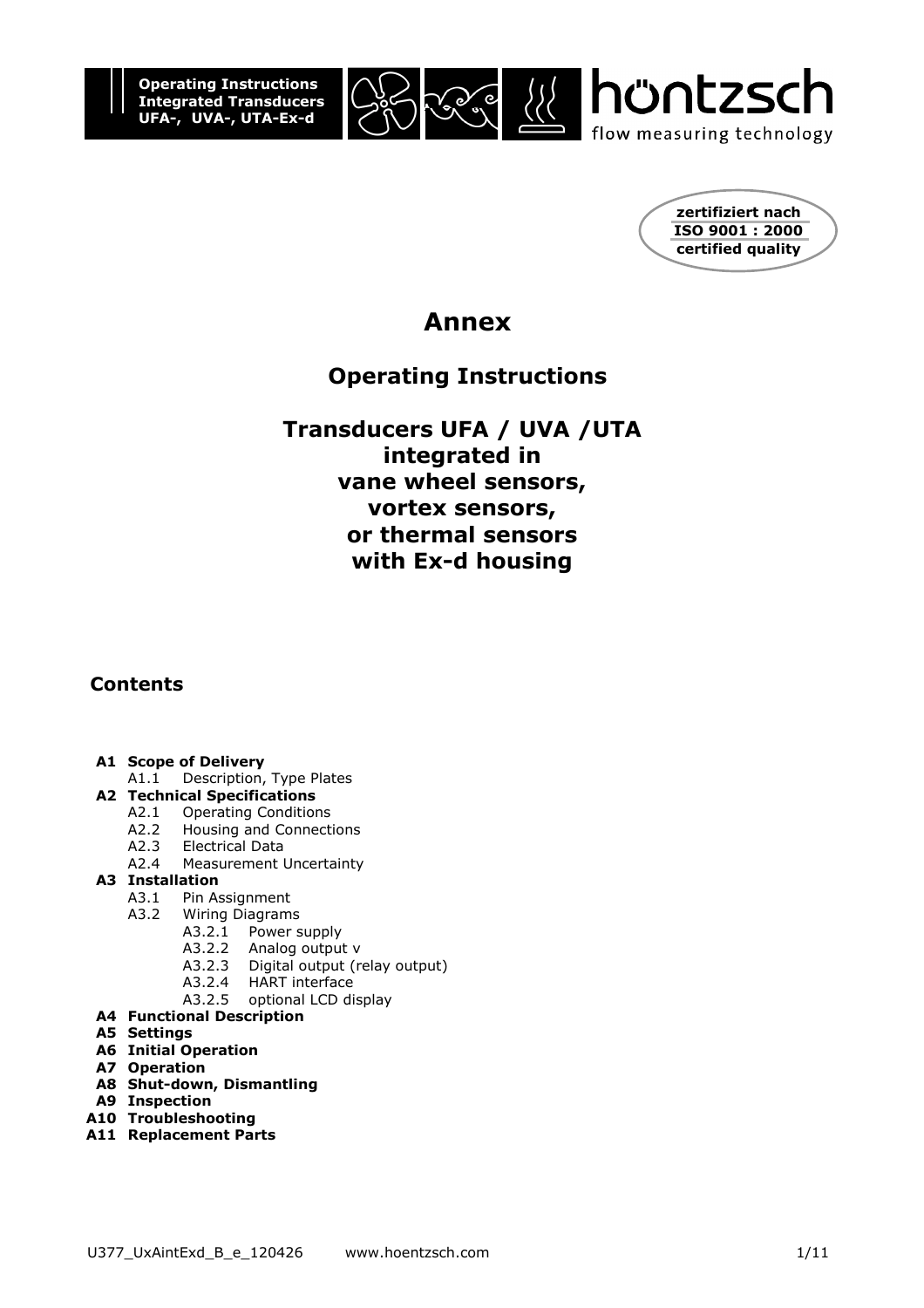**Operating Instructions**
**Integrated Transducers**
**UFA-, UVA-, UTA-Ex-d**

höntzsch
flow measuring technology

**zertifiziert nach**
**ISO 9001 : 2000**
**certified quality**

# Annex

## Operating Instructions

## Transducers UFA / UVA /UTA integrated in vane wheel sensors, vortex sensors, or thermal sensors with Ex-d housing

## Contents

- **A1 Scope of Delivery**
  - A1.1 Description, Type Plates
- **A2 Technical Specifications**
  - A2.1 Operating Conditions
  - A2.2 Housing and Connections
  - A2.3 Electrical Data
  - A2.4 Measurement Uncertainty
- **A3 Installation**
  - A3.1 Pin Assignment
  - A3.2 Wiring Diagrams
    - A3.2.1 Power supply
    - A3.2.2 Analog output v
    - A3.2.3 Digital output (relay output)
    - A3.2.4 HART interface
    - A3.2.5 optional LCD display
- **A4 Functional Description**
- **A5 Settings**
- **A6 Initial Operation**
- **A7 Operation**
- **A8 Shut-down, Dismantling**
- **A9 Inspection**
- **A10 Troubleshooting**
- **A11 Replacement Parts**

U377_UxAintExd_B_e_120426 www.hoentzsch.com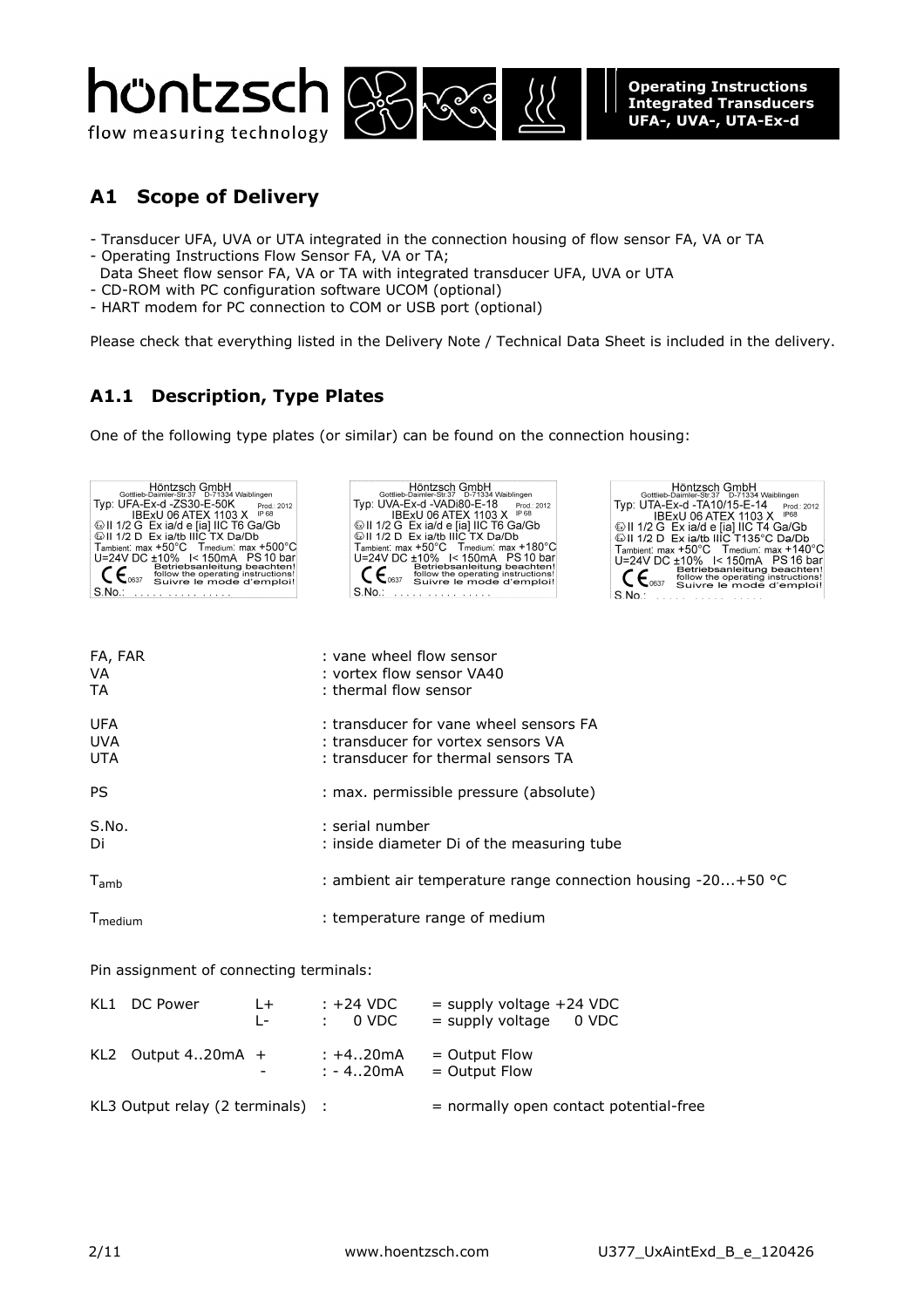## A1 Scope of Delivery

- Transducer UFA, UVA or UTA integrated in the connection housing of flow sensor FA, VA or TA
- Operating Instructions Flow Sensor FA, VA or TA;
  Data Sheet flow sensor FA, VA or TA with integrated transducer UFA, UVA or UTA
- CD-ROM with PC configuration software UCOM (optional)
- HART modem for PC connection to COM or USB port (optional)

Please check that everything listed in the Delivery Note / Technical Data Sheet is included in the delivery.

### A1.1 Description, Type Plates

One of the following type plates (or similar) can be found on the connection housing:

Höntzsch GmbH
Gottlieb-Daimler-Str.37 D-71334 Waiblingen
Typ: UFA-Ex-d -ZS30-E-50K Prod.: 2012
IBExU 06 ATEX 1103 X IP 68
II 1/2 G Ex ia/d e [ia] IIC T6 Ga/Gb
II 1/2 D Ex ia/tb IIIC TX Da/Db
Tambient: max +50°C Tmedium: max +500°C
U=24V DC ±10% I< 150mA PS 10 bar
CE 0637 Betriebsanleitung beachten! follow the operating instructions! Suivre le mode d'emploi!
S.No.: . . . . . . . . . . . . .

Höntzsch GmbH
Gottlieb-Daimler-Str.37 D-71334 Waiblingen
Typ: UVA-Ex-d -VADi80-E-18 Prod.: 2012
IBExU 06 ATEX 1103 X IP 68
II 1/2 G Ex ia/d e [ia] IIC T6 Ga/Gb
II 1/2 D Ex ia/tb IIIC TX Da/Db
Tambient: max +50°C Tmedium: max +180°C
U=24V DC ±10% I< 150mA PS 10 bar
CE 0637 Betriebsanleitung beachten! follow the operating instructions! Suivre le mode d'emploi!
S.No.: . . . . . . . . . . . . .

Höntzsch GmbH
Gottlieb-Daimler-Str.37 D-71334 Waiblingen
Typ: UTA-Ex-d -TA10/15-E-14 Prod.: 2012
IBExU 06 ATEX 1103 X IP68
II 1/2 G Ex ia/d e [ia] IIC T4 Ga/Gb
II 1/2 D Ex ia/tb IIIC T135°C Da/Db
Tambient: max +50°C Tmedium: max +140°C
U=24V DC ±10% I< 150mA PS 16 bar
CE 0637 Betriebsanleitung beachten! follow the operating instructions! Suivre le mode d'emploi!
S.No.: . . . . . . . . . . . . .

| | |
|---|---|
| FA, FAR | : vane wheel flow sensor |
| VA | : vortex flow sensor VA40 |
| TA | : thermal flow sensor |
| UFA | : transducer for vane wheel sensors FA |
| UVA | : transducer for vortex sensors VA |
| UTA | : transducer for thermal sensors TA |
| PS | : max. permissible pressure (absolute) |
| S.No. | : serial number |
| Di | : inside diameter Di of the measuring tube |
| $T_{amb}$ | : ambient air temperature range connection housing -20...+50 °C |
| $T_{medium}$ | : temperature range of medium |

Pin assignment of connecting terminals:

| | | | | |
|---|---|---|---|---|
| KL1 | DC Power | L+ | : +24 VDC | = supply voltage +24 VDC |
| | | L- | : 0 VDC | = supply voltage 0 VDC |
| KL2 | Output 4..20mA | + | : +4..20mA | = Output Flow |
| | | - | : - 4..20mA | = Output Flow |
| KL3 | Output relay (2 terminals) | | : | = normally open contact potential-free |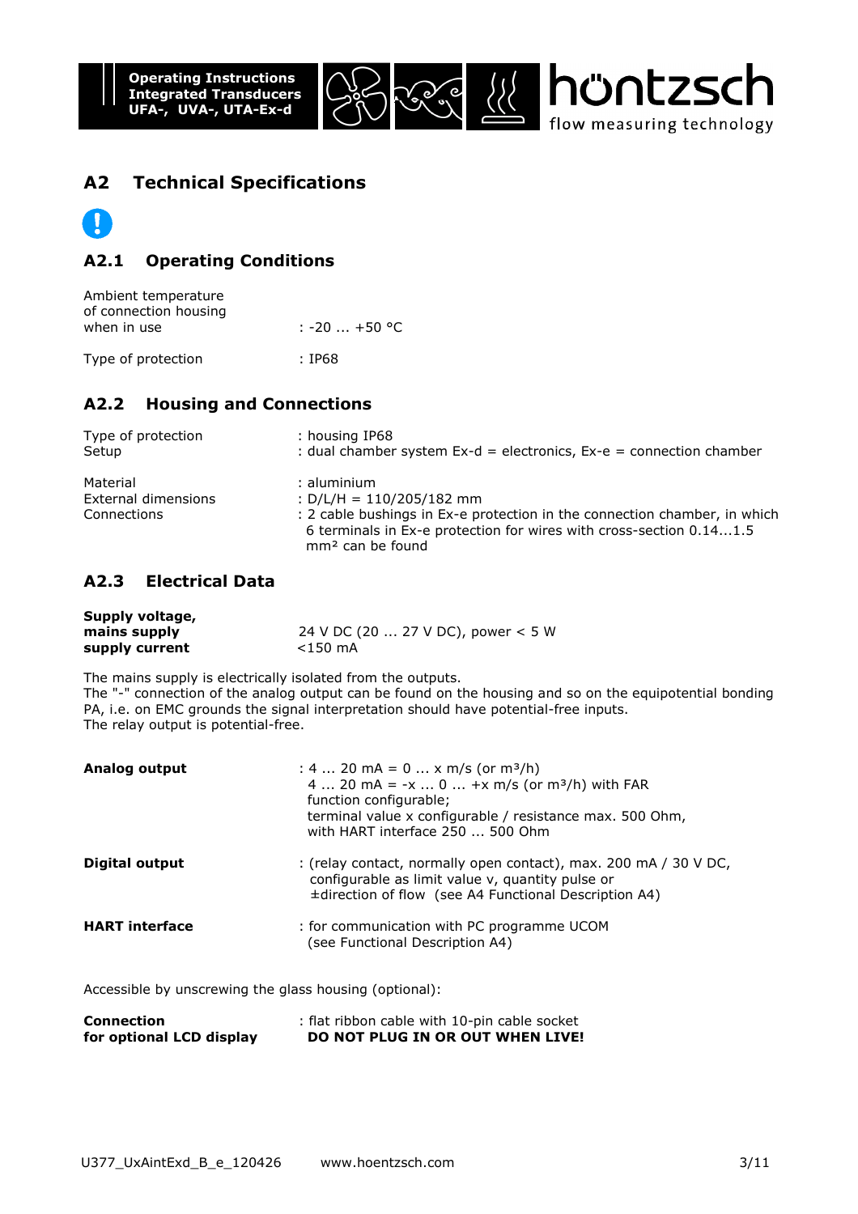## A2 Technical Specifications

### A2.1 Operating Conditions

| | |
|---|---|
| Ambient temperature of connection housing when in use | : -20 ... +50 °C |
| Type of protection | : IP68 |

### A2.2 Housing and Connections

| | |
|---|---|
| Type of protection | : housing IP68 |
| Setup | : dual chamber system Ex-d = electronics, Ex-e = connection chamber |
| Material | : aluminium |
| External dimensions | : D/L/H = 110/205/182 mm |
| Connections | : 2 cable bushings in Ex-e protection in the connection chamber, in which 6 terminals in Ex-e protection for wires with cross-section 0.14...1.5 mm² can be found |

### A2.3 Electrical Data

| | |
|---|---|
| **Supply voltage, mains supply** | 24 V DC (20 ... 27 V DC), power < 5 W |
| **supply current** | <150 mA |

The mains supply is electrically isolated from the outputs.
The "-" connection of the analog output can be found on the housing and so on the equipotential bonding PA, i.e. on EMC grounds the signal interpretation should have potential-free inputs.
The relay output is potential-free.

| | |
|---|---|
| **Analog output** | : 4 ... 20 mA = 0 ... x m/s (or m³/h)<br>4 ... 20 mA = -x ... 0 ... +x m/s (or m³/h) with FAR function configurable;<br>terminal value x configurable / resistance max. 500 Ohm, with HART interface 250 ... 500 Ohm |
| **Digital output** | : (relay contact, normally open contact), max. 200 mA / 30 V DC, configurable as limit value v, quantity pulse or ±direction of flow (see A4 Functional Description A4) |
| **HART interface** | : for communication with PC programme UCOM (see Functional Description A4) |

Accessible by unscrewing the glass housing (optional):

| | |
|---|---|
| **Connection for optional LCD display** | : flat ribbon cable with 10-pin cable socket<br>**DO NOT PLUG IN OR OUT WHEN LIVE!** |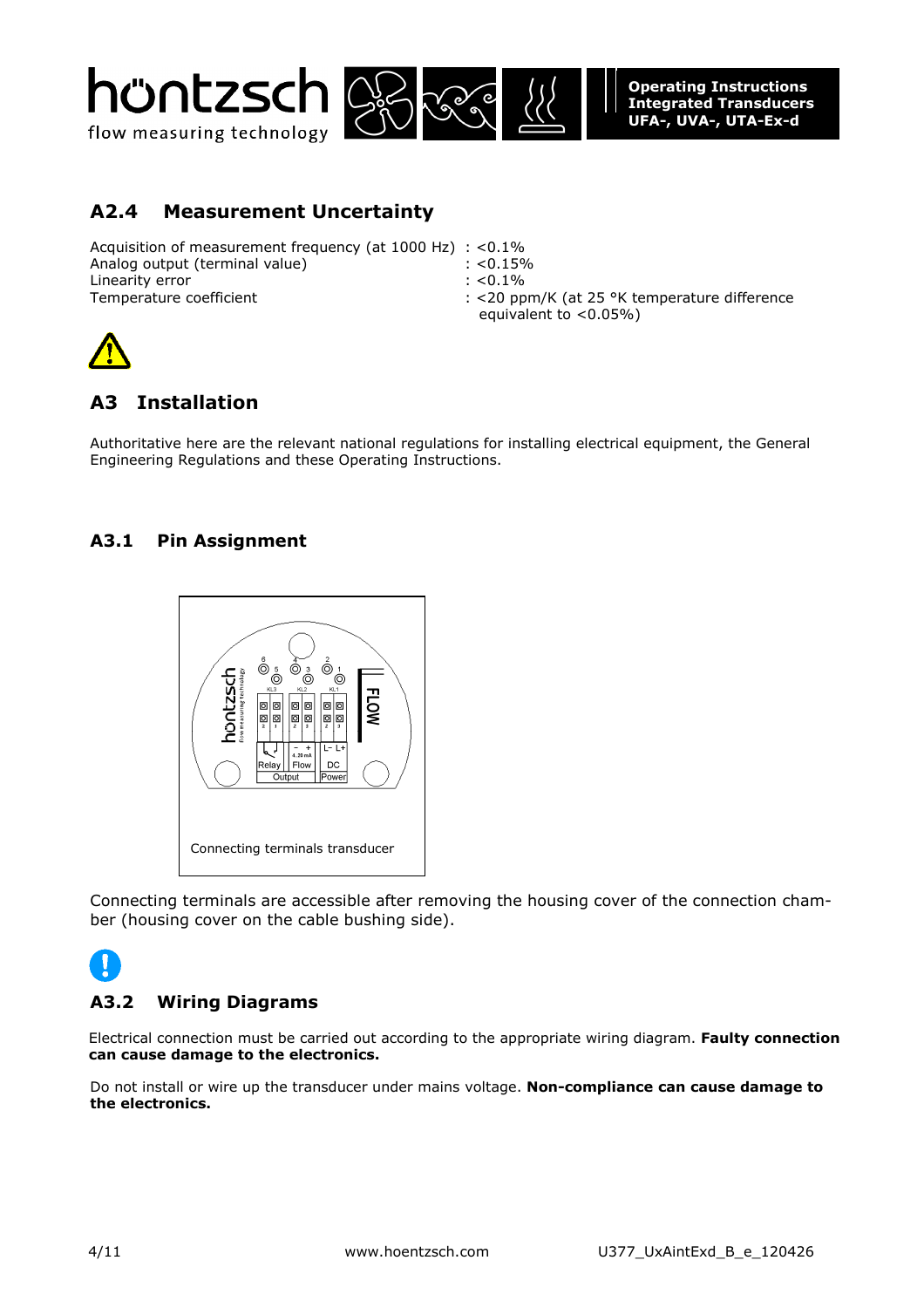## A2.4 Measurement Uncertainty

| | |
|---|---|
| Acquisition of measurement frequency (at 1000 Hz) | : <0.1% |
| Analog output (terminal value) | : <0.15% |
| Linearity error | : <0.1% |
| Temperature coefficient | : <20 ppm/K (at 25 °K temperature difference equivalent to <0.05%) |

## A3 Installation

Authoritative here are the relevant national regulations for installing electrical equipment, the General Engineering Regulations and these Operating Instructions.

### A3.1 Pin Assignment

Connecting terminals transducer

Connecting terminals are accessible after removing the housing cover of the connection chamber (housing cover on the cable bushing side).

### A3.2 Wiring Diagrams

Electrical connection must be carried out according to the appropriate wiring diagram. **Faulty connection can cause damage to the electronics.**

Do not install or wire up the transducer under mains voltage. **Non-compliance can cause damage to the electronics.**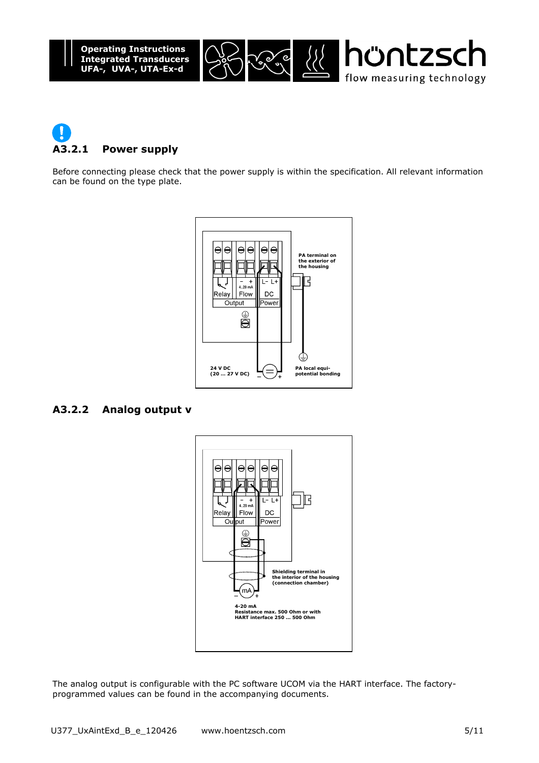### A3.2.1 Power supply

Before connecting please check that the power supply is within the specification. All relevant information can be found on the type plate.

### A3.2.2 Analog output v

The analog output is configurable with the PC software UCOM via the HART interface. The factory-programmed values can be found in the accompanying documents.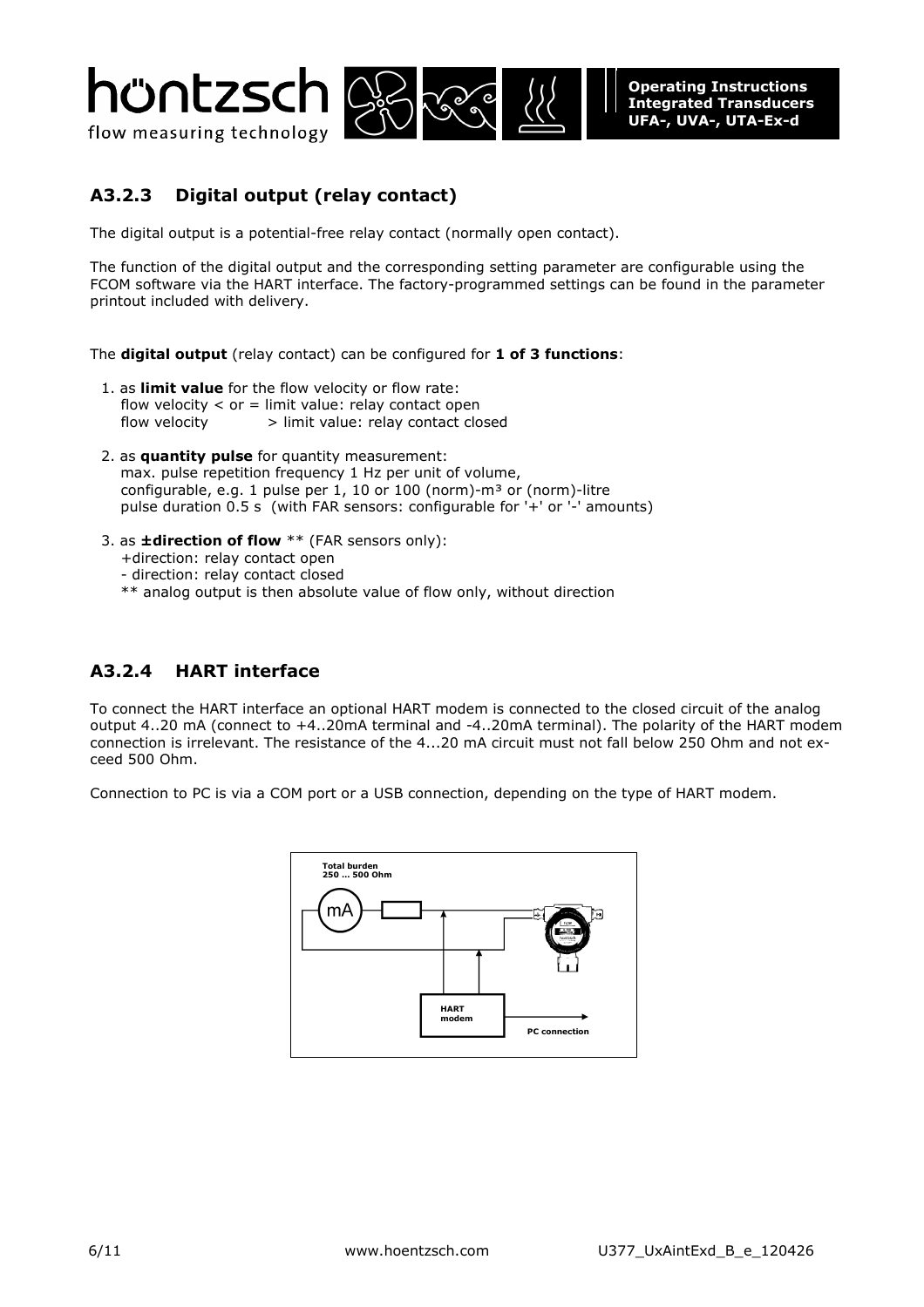## A3.2.3 Digital output (relay contact)

The digital output is a potential-free relay contact (normally open contact).

The function of the digital output and the corresponding setting parameter are configurable using the FCOM software via the HART interface. The factory-programmed settings can be found in the parameter printout included with delivery.

The **digital output** (relay contact) can be configured for **1 of 3 functions**:

1. as **limit value** for the flow velocity or flow rate:
   flow velocity < or = limit value: relay contact open
   flow velocity > limit value: relay contact closed

2. as **quantity pulse** for quantity measurement:
   max. pulse repetition frequency 1 Hz per unit of volume,
   configurable, e.g. 1 pulse per 1, 10 or 100 (norm)-m³ or (norm)-litre
   pulse duration 0.5 s (with FAR sensors: configurable for '+' or '-' amounts)

3. as **±direction of flow** ** (FAR sensors only):
   +direction: relay contact open
   - direction: relay contact closed
   ** analog output is then absolute value of flow only, without direction

## A3.2.4 HART interface

To connect the HART interface an optional HART modem is connected to the closed circuit of the analog output 4..20 mA (connect to +4..20mA terminal and -4..20mA terminal). The polarity of the HART modem connection is irrelevant. The resistance of the 4...20 mA circuit must not fall below 250 Ohm and not exceed 500 Ohm.

Connection to PC is via a COM port or a USB connection, depending on the type of HART modem.

Total burden
250 ... 500 Ohm

mA

HART modem

PC connection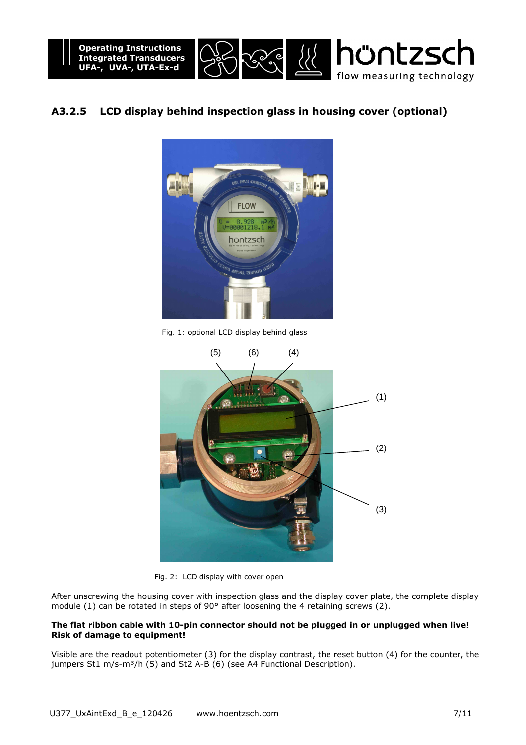### A3.2.5 LCD display behind inspection glass in housing cover (optional)

Fig. 1: optional LCD display behind glass

Fig. 2: LCD display with cover open

After unscrewing the housing cover with inspection glass and the display cover plate, the complete display module (1) can be rotated in steps of 90° after loosening the 4 retaining screws (2).

**The flat ribbon cable with 10-pin connector should not be plugged in or unplugged when live! Risk of damage to equipment!**

Visible are the readout potentiometer (3) for the display contrast, the reset button (4) for the counter, the jumpers St1 m/s-m³/h (5) and St2 A-B (6) (see A4 Functional Description).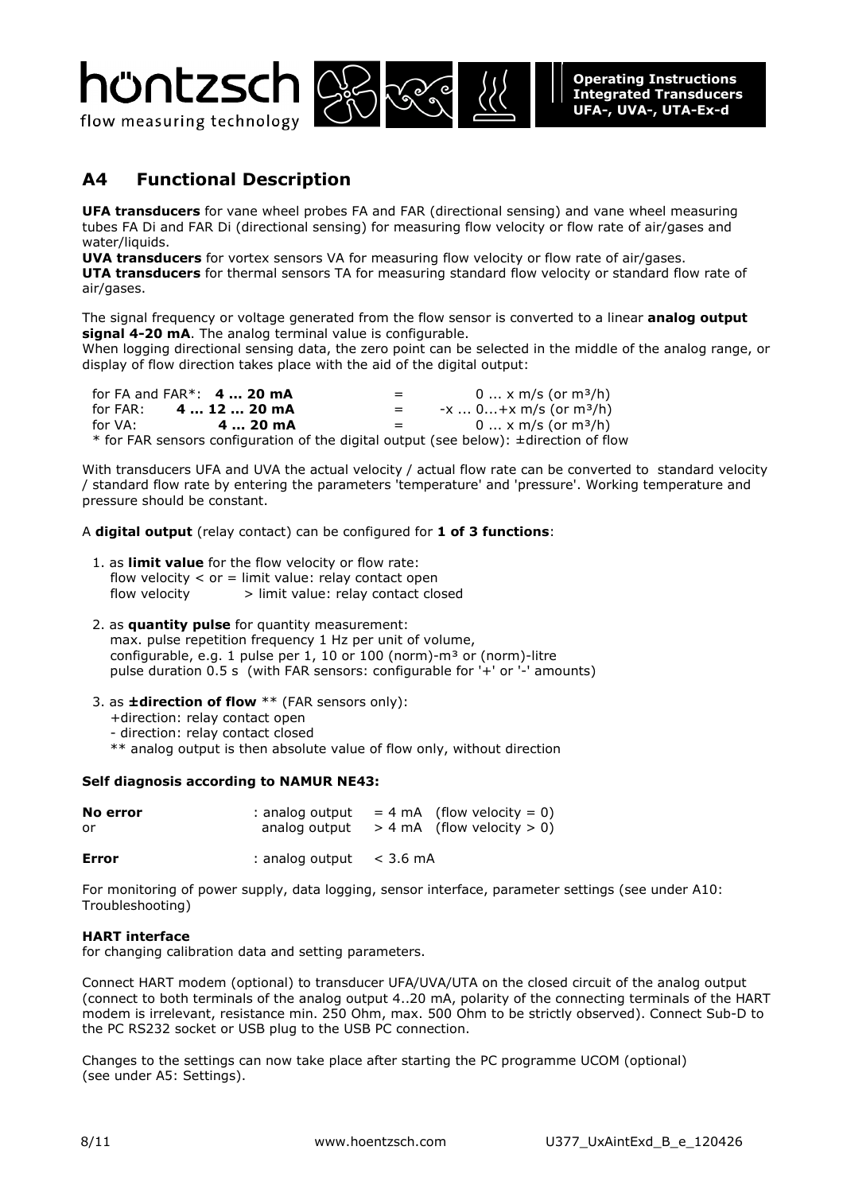## A4 Functional Description

**UFA transducers** for vane wheel probes FA and FAR (directional sensing) and vane wheel measuring tubes FA Di and FAR Di (directional sensing) for measuring flow velocity or flow rate of air/gases and water/liquids.
**UVA transducers** for vortex sensors VA for measuring flow velocity or flow rate of air/gases.
**UTA transducers** for thermal sensors TA for measuring standard flow velocity or standard flow rate of air/gases.

The signal frequency or voltage generated from the flow sensor is converted to a linear **analog output signal 4-20 mA**. The analog terminal value is configurable.
When logging directional sensing data, the zero point can be selected in the middle of the analog range, or display of flow direction takes place with the aid of the digital output:

| | | | |
|---|---|---|---|
| for FA and FAR*: | **4 ... 20 mA** | = | 0 ... x m/s (or m³/h) |
| for FAR: | **4 ... 12 ... 20 mA** | = | -x ... 0...+x m/s (or m³/h) |
| for VA: | **4 ... 20 mA** | = | 0 ... x m/s (or m³/h) |

\* for FAR sensors configuration of the digital output (see below): ±direction of flow

With transducers UFA and UVA the actual velocity / actual flow rate can be converted to standard velocity / standard flow rate by entering the parameters 'temperature' and 'pressure'. Working temperature and pressure should be constant.

A **digital output** (relay contact) can be configured for **1 of 3 functions**:

1. as **limit value** for the flow velocity or flow rate:
   flow velocity < or = limit value: relay contact open
   flow velocity > limit value: relay contact closed

2. as **quantity pulse** for quantity measurement:
   max. pulse repetition frequency 1 Hz per unit of volume,
   configurable, e.g. 1 pulse per 1, 10 or 100 (norm)-m³ or (norm)-litre
   pulse duration 0.5 s (with FAR sensors: configurable for '+' or '-' amounts)

3. as **±direction of flow** ** (FAR sensors only):
   +direction: relay contact open
   - direction: relay contact closed
   ** analog output is then absolute value of flow only, without direction

**Self diagnosis according to NAMUR NE43:**

| | | | |
|---|---|---|---|
| **No error** | : analog output | = 4 mA | (flow velocity = 0) |
| or | analog output | > 4 mA | (flow velocity > 0) |
| **Error** | : analog output | < 3.6 mA | |

For monitoring of power supply, data logging, sensor interface, parameter settings (see under A10: Troubleshooting)

**HART interface**
for changing calibration data and setting parameters.

Connect HART modem (optional) to transducer UFA/UVA/UTA on the closed circuit of the analog output (connect to both terminals of the analog output 4..20 mA, polarity of the connecting terminals of the HART modem is irrelevant, resistance min. 250 Ohm, max. 500 Ohm to be strictly observed). Connect Sub-D to the PC RS232 socket or USB plug to the USB PC connection.

Changes to the settings can now take place after starting the PC programme UCOM (optional) (see under A5: Settings).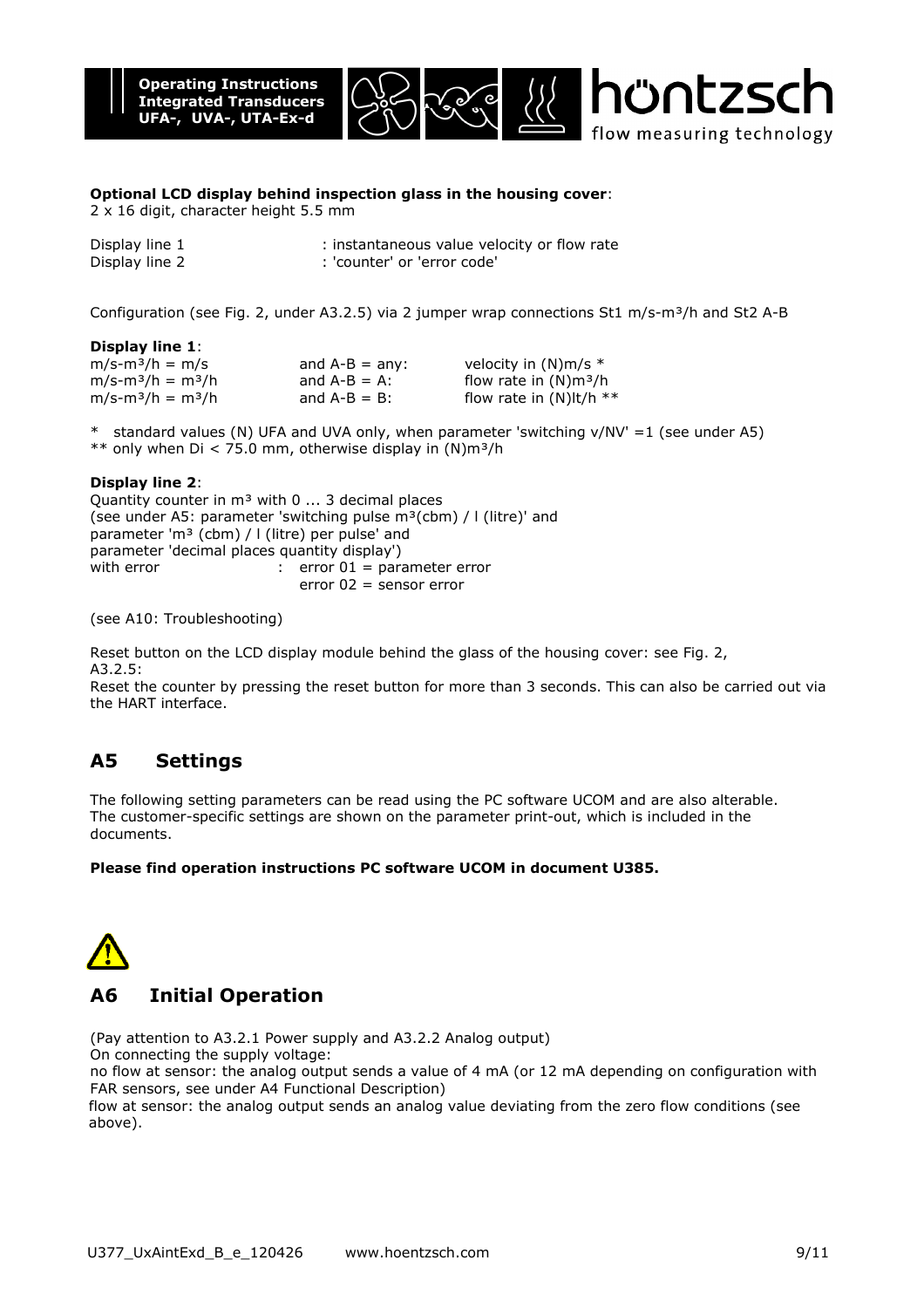**Optional LCD display behind inspection glass in the housing cover**:
2 x 16 digit, character height 5.5 mm

| | |
|---|---|
| Display line 1 | : instantaneous value velocity or flow rate |
| Display line 2 | : 'counter' or 'error code' |

Configuration (see Fig. 2, under A3.2.5) via 2 jumper wrap connections St1 m/s-m³/h and St2 A-B

**Display line 1**:

| | | |
|---|---|---|
| m/s-m³/h = m/s | and A-B = any: | velocity in (N)m/s * |
| m/s-m³/h = m³/h | and A-B = A: | flow rate in (N)m³/h |
| m/s-m³/h = m³/h | and A-B = B: | flow rate in (N)lt/h ** |

\* standard values (N) UFA and UVA only, when parameter 'switching v/NV' =1 (see under A5)
** only when Di < 75.0 mm, otherwise display in (N)m³/h

**Display line 2**:
Quantity counter in m³ with 0 ... 3 decimal places
(see under A5: parameter 'switching pulse m³(cbm) / l (litre)' and
parameter 'm³ (cbm) / l (litre) per pulse' and
parameter 'decimal places quantity display')

with error : error 01 = parameter error
error 02 = sensor error

(see A10: Troubleshooting)

Reset button on the LCD display module behind the glass of the housing cover: see Fig. 2, A3.2.5:
Reset the counter by pressing the reset button for more than 3 seconds. This can also be carried out via the HART interface.

## A5 Settings

The following setting parameters can be read using the PC software UCOM and are also alterable. The customer-specific settings are shown on the parameter print-out, which is included in the documents.

**Please find operation instructions PC software UCOM in document U385.**

## A6 Initial Operation

(Pay attention to A3.2.1 Power supply and A3.2.2 Analog output)
On connecting the supply voltage:
no flow at sensor: the analog output sends a value of 4 mA (or 12 mA depending on configuration with FAR sensors, see under A4 Functional Description)
flow at sensor: the analog output sends an analog value deviating from the zero flow conditions (see above).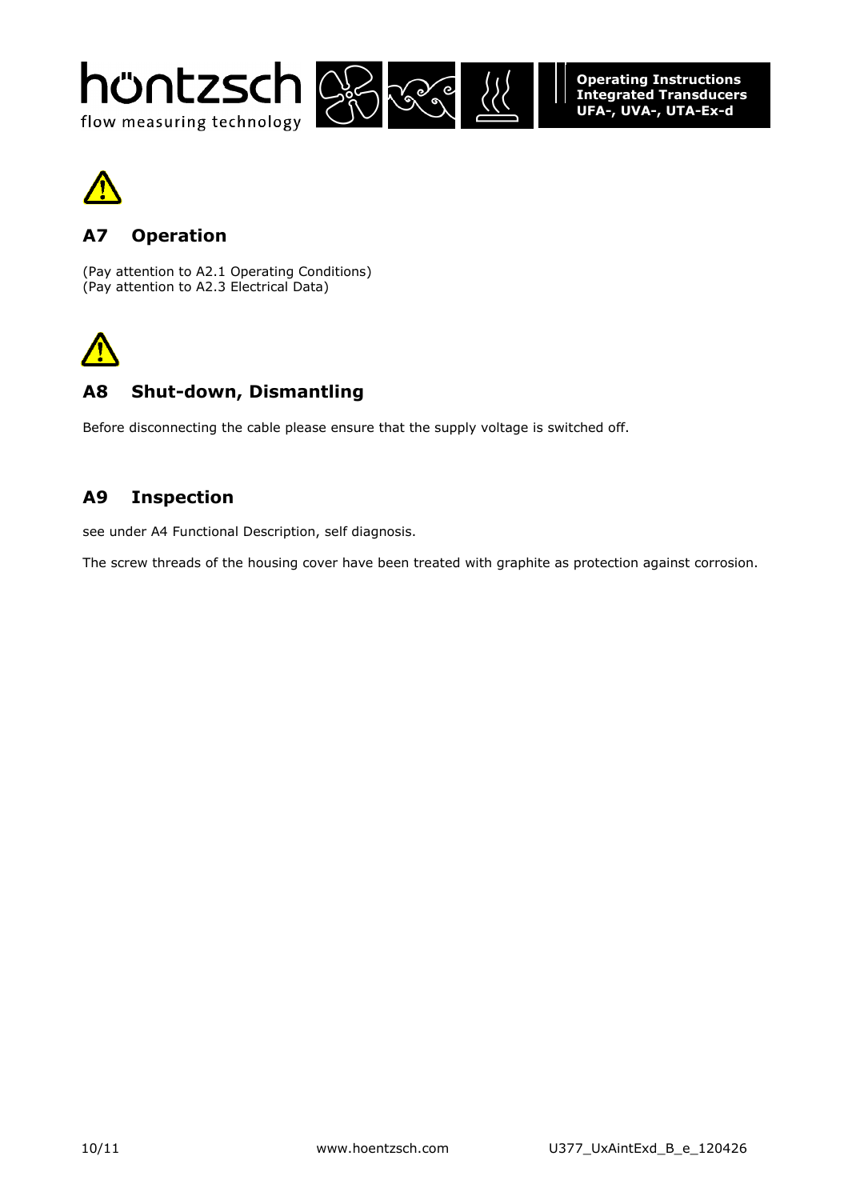## A7 Operation

(Pay attention to A2.1 Operating Conditions)
(Pay attention to A2.3 Electrical Data)

## A8 Shut-down, Dismantling

Before disconnecting the cable please ensure that the supply voltage is switched off.

## A9 Inspection

see under A4 Functional Description, self diagnosis.

The screw threads of the housing cover have been treated with graphite as protection against corrosion.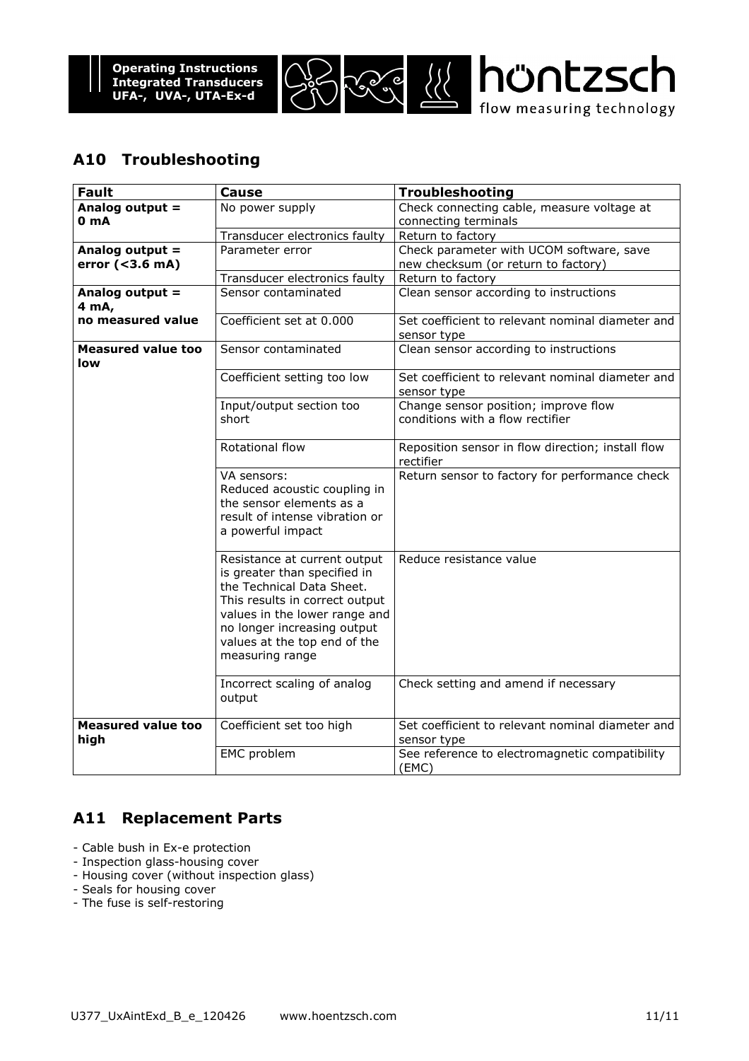## A10 Troubleshooting

| Fault | Cause | Troubleshooting |
| --- | --- | --- |
| **Analog output = 0 mA** | No power supply | Check connecting cable, measure voltage at connecting terminals |
| | Transducer electronics faulty | Return to factory |
| **Analog output = error (<3.6 mA)** | Parameter error | Check parameter with UCOM software, save new checksum (or return to factory) |
| | Transducer electronics faulty | Return to factory |
| **Analog output = 4 mA, no measured value** | Sensor contaminated | Clean sensor according to instructions |
| | Coefficient set at 0.000 | Set coefficient to relevant nominal diameter and sensor type |
| **Measured value too low** | Sensor contaminated | Clean sensor according to instructions |
| | Coefficient setting too low | Set coefficient to relevant nominal diameter and sensor type |
| | Input/output section too short | Change sensor position; improve flow conditions with a flow rectifier |
| | Rotational flow | Reposition sensor in flow direction; install flow rectifier |
| | VA sensors: Reduced acoustic coupling in the sensor elements as a result of intense vibration or a powerful impact | Return sensor to factory for performance check |
| | Resistance at current output is greater than specified in the Technical Data Sheet. This results in correct output values in the lower range and no longer increasing output values at the top end of the measuring range | Reduce resistance value |
| | Incorrect scaling of analog output | Check setting and amend if necessary |
| **Measured value too high** | Coefficient set too high | Set coefficient to relevant nominal diameter and sensor type |
| | EMC problem | See reference to electromagnetic compatibility (EMC) |

## A11 Replacement Parts

- Cable bush in Ex-e protection
- Inspection glass-housing cover
- Housing cover (without inspection glass)
- Seals for housing cover
- The fuse is self-restoring